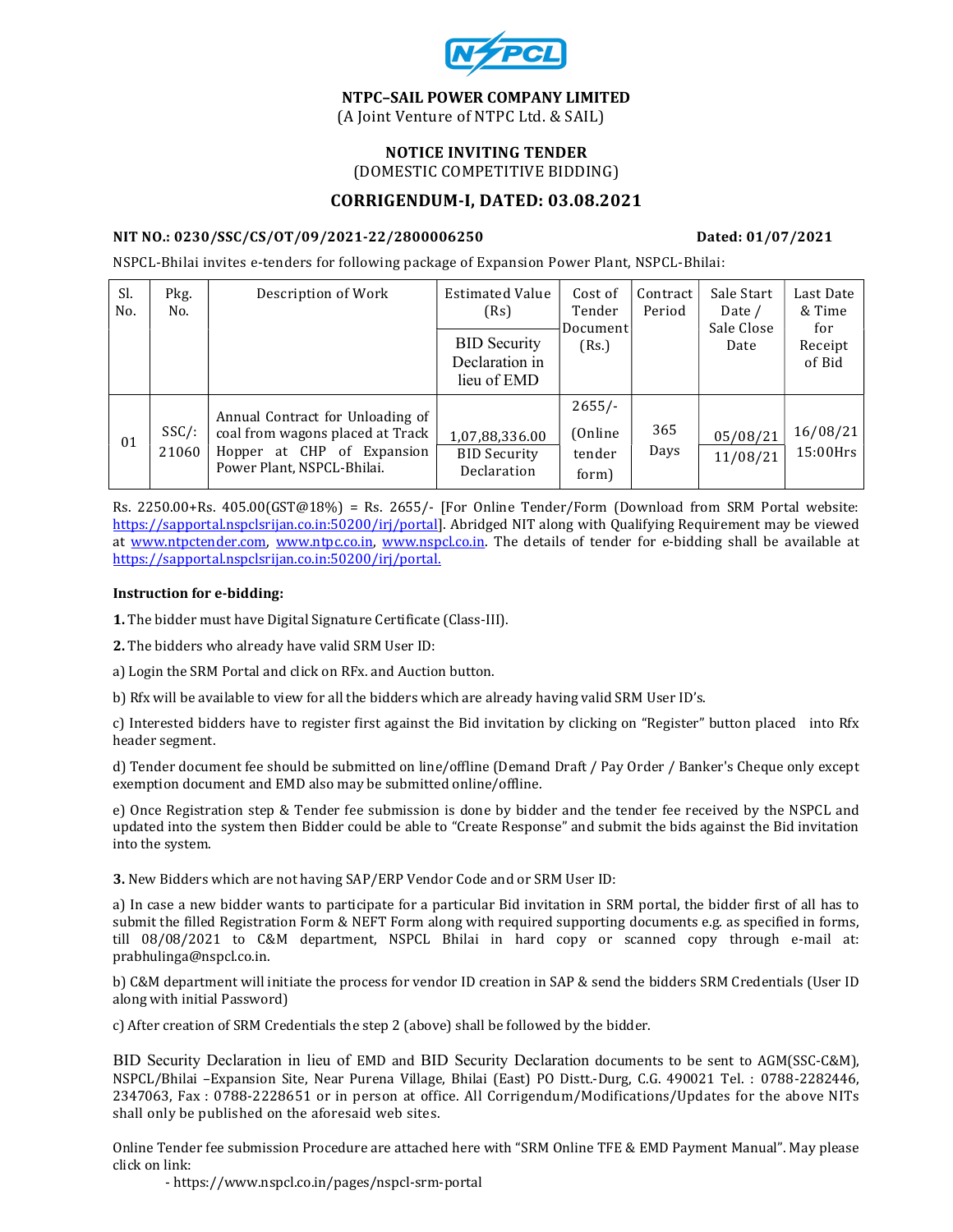**NSPCL**

## NTPC–SAIL POWER COMPANY LIMITED

(A Joint Venture of NTPC Ltd. & SAIL)

### NOTICE INVITING TENDER

(DOMESTIC COMPETITIVE BIDDING)

### CORRIGENDUM-I, DATED: 03.08.2021

**NIT NO.: 0230/SSC/CS/OT/09/2021-22/2800006250** **Dated: 01/07/2021**

NSPCL-Bhilai invites e-tenders for following package of Expansion Power Plant, NSPCL-Bhilai:

| Sl. No. | Pkg. No. | Description of Work | Estimated Value (Rs) / BID Security Declaration in lieu of EMD | Cost of Tender Document (Rs.) | Contract Period | Sale Start Date / Sale Close Date | Last Date & Time for Receipt of Bid |
|---|---|---|---|---|---|---|---|
| 01 | SSC/: 21060 | Annual Contract for Unloading of coal from wagons placed at Track Hopper at CHP of Expansion Power Plant, NSPCL-Bhilai. | 1,07,88,336.00 / BID Security Declaration | 2655/- (Online tender form) | 365 Days | 05/08/21 / 11/08/21 | 16/08/21 15:00Hrs |

Rs. 2250.00+Rs. 405.00(GST@18%) = Rs. 2655/- [For Online Tender/Form (Download from SRM Portal website: https://sapportal.nspclsrijan.co.in:50200/irj/portal]. Abridged NIT along with Qualifying Requirement may be viewed at www.ntpctender.com, www.ntpc.co.in, www.nspcl.co.in. The details of tender for e-bidding shall be available at https://sapportal.nspclsrijan.co.in:50200/irj/portal.

**Instruction for e-bidding:**

**1.** The bidder must have Digital Signature Certificate (Class-III).

**2.** The bidders who already have valid SRM User ID:

a) Login the SRM Portal and click on RFx. and Auction button.

b) Rfx will be available to view for all the bidders which are already having valid SRM User ID's.

c) Interested bidders have to register first against the Bid invitation by clicking on "Register" button placed into Rfx header segment.

d) Tender document fee should be submitted on line/offline (Demand Draft / Pay Order / Banker's Cheque only except exemption document and EMD also may be submitted online/offline.

e) Once Registration step & Tender fee submission is done by bidder and the tender fee received by the NSPCL and updated into the system then Bidder could be able to "Create Response" and submit the bids against the Bid invitation into the system.

**3.** New Bidders which are not having SAP/ERP Vendor Code and or SRM User ID:

a) In case a new bidder wants to participate for a particular Bid invitation in SRM portal, the bidder first of all has to submit the filled Registration Form & NEFT Form along with required supporting documents e.g. as specified in forms, till 08/08/2021 to C&M department, NSPCL Bhilai in hard copy or scanned copy through e-mail at: prabhulinga@nspcl.co.in.

b) C&M department will initiate the process for vendor ID creation in SAP & send the bidders SRM Credentials (User ID along with initial Password)

c) After creation of SRM Credentials the step 2 (above) shall be followed by the bidder.

BID Security Declaration in lieu of EMD and BID Security Declaration documents to be sent to AGM(SSC-C&M), NSPCL/Bhilai –Expansion Site, Near Purena Village, Bhilai (East) PO Distt.-Durg, C.G. 490021 Tel. : 0788-2282446, 2347063, Fax : 0788-2228651 or in person at office. All Corrigendum/Modifications/Updates for the above NITs shall only be published on the aforesaid web sites.

Online Tender fee submission Procedure are attached here with "SRM Online TFE & EMD Payment Manual". May please click on link:

- https://www.nspcl.co.in/pages/nspcl-srm-portal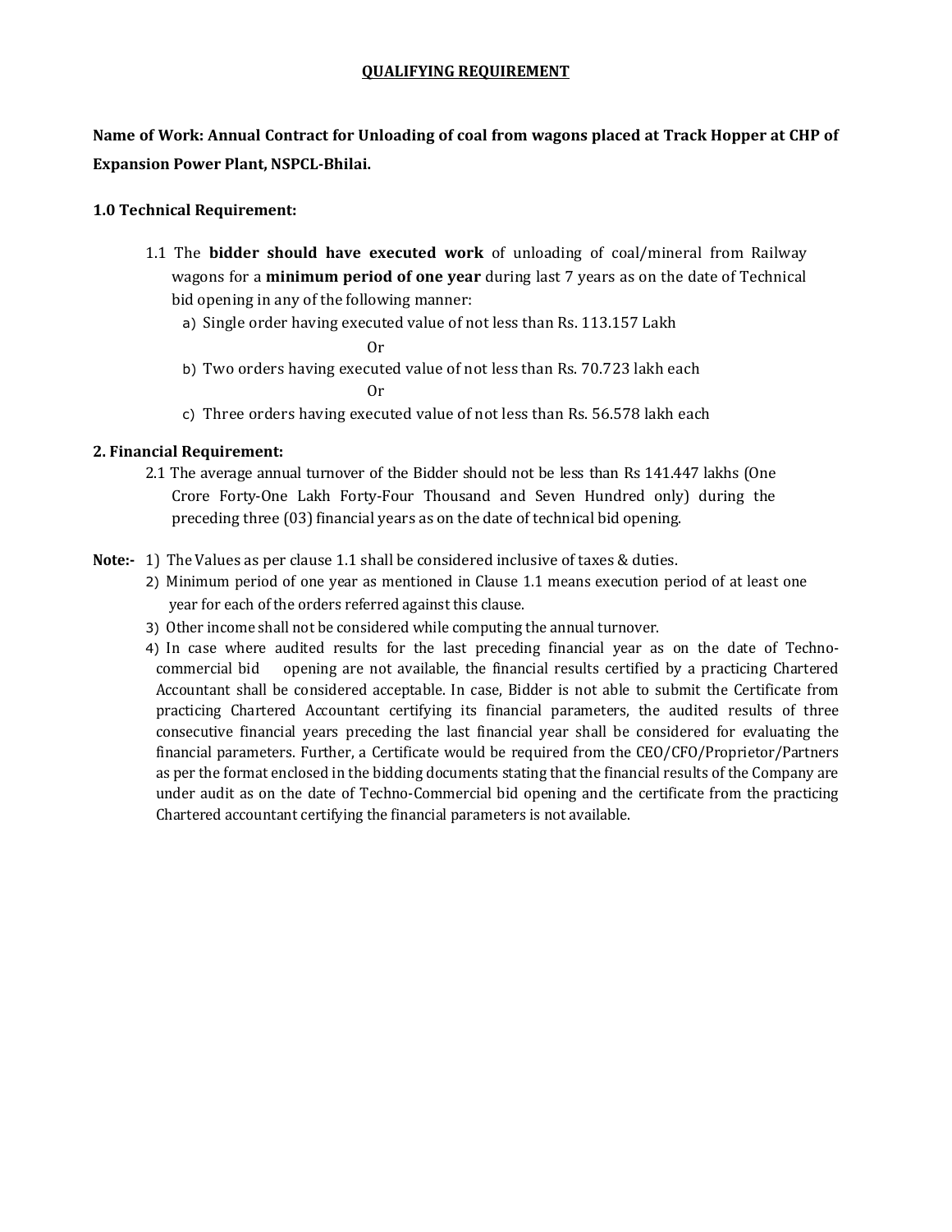## QUALIFYING REQUIREMENT

**Name of Work: Annual Contract for Unloading of coal from wagons placed at Track Hopper at CHP of Expansion Power Plant, NSPCL-Bhilai.**

**1.0 Technical Requirement:**

1.1 The **bidder should have executed work** of unloading of coal/mineral from Railway wagons for a **minimum period of one year** during last 7 years as on the date of Technical bid opening in any of the following manner:

a) Single order having executed value of not less than Rs. 113.157 Lakh

Or

b) Two orders having executed value of not less than Rs. 70.723 lakh each

Or

c) Three orders having executed value of not less than Rs. 56.578 lakh each

**2. Financial Requirement:**

2.1 The average annual turnover of the Bidder should not be less than Rs 141.447 lakhs (One Crore Forty-One Lakh Forty-Four Thousand and Seven Hundred only) during the preceding three (03) financial years as on the date of technical bid opening.

**Note:-**

1) The Values as per clause 1.1 shall be considered inclusive of taxes & duties.
2) Minimum period of one year as mentioned in Clause 1.1 means execution period of at least one year for each of the orders referred against this clause.
3) Other income shall not be considered while computing the annual turnover.
4) In case where audited results for the last preceding financial year as on the date of Techno-commercial bid opening are not available, the financial results certified by a practicing Chartered Accountant shall be considered acceptable. In case, Bidder is not able to submit the Certificate from practicing Chartered Accountant certifying its financial parameters, the audited results of three consecutive financial years preceding the last financial year shall be considered for evaluating the financial parameters. Further, a Certificate would be required from the CEO/CFO/Proprietor/Partners as per the format enclosed in the bidding documents stating that the financial results of the Company are under audit as on the date of Techno-Commercial bid opening and the certificate from the practicing Chartered accountant certifying the financial parameters is not available.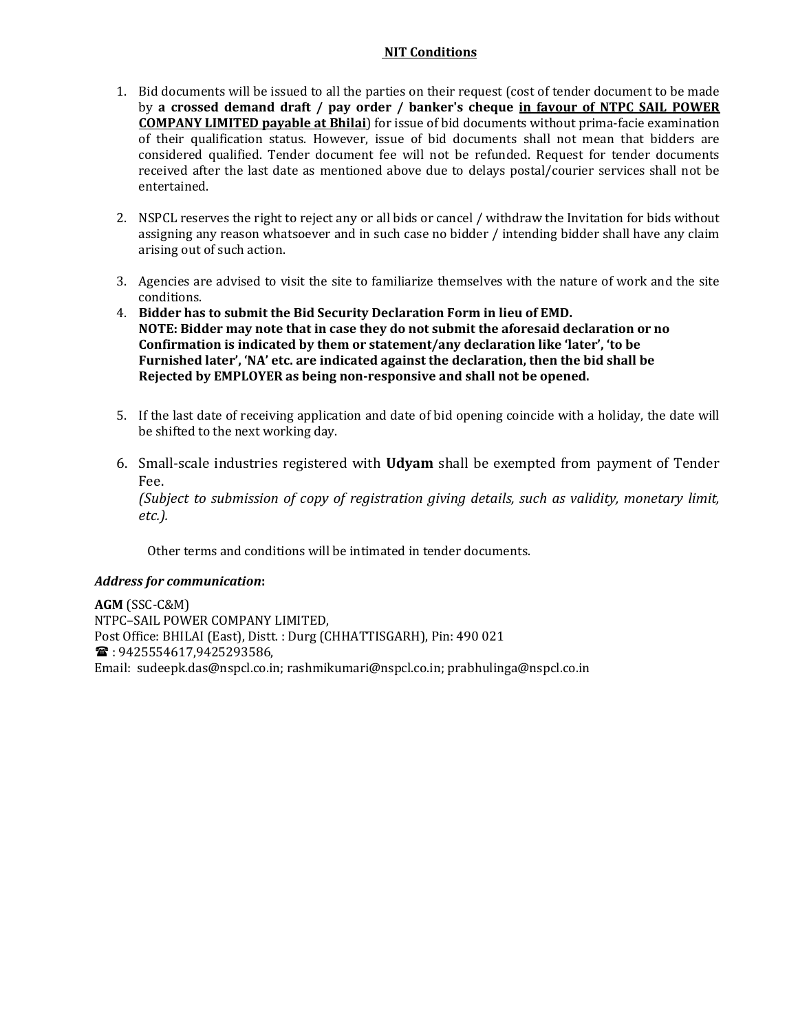## NIT Conditions

1. Bid documents will be issued to all the parties on their request (cost of tender document to be made by **a crossed demand draft / pay order / banker's cheque** **in favour of NTPC SAIL POWER COMPANY LIMITED payable at Bhilai**) for issue of bid documents without prima-facie examination of their qualification status. However, issue of bid documents shall not mean that bidders are considered qualified. Tender document fee will not be refunded. Request for tender documents received after the last date as mentioned above due to delays postal/courier services shall not be entertained.

2. NSPCL reserves the right to reject any or all bids or cancel / withdraw the Invitation for bids without assigning any reason whatsoever and in such case no bidder / intending bidder shall have any claim arising out of such action.

3. Agencies are advised to visit the site to familiarize themselves with the nature of work and the site conditions.
4. **Bidder has to submit the Bid Security Declaration Form in lieu of EMD.**
   **NOTE: Bidder may note that in case they do not submit the aforesaid declaration or no Confirmation is indicated by them or statement/any declaration like 'later', 'to be Furnished later', 'NA' etc. are indicated against the declaration, then the bid shall be Rejected by EMPLOYER as being non-responsive and shall not be opened.**

5. If the last date of receiving application and date of bid opening coincide with a holiday, the date will be shifted to the next working day.

6. Small-scale industries registered with **Udyam** shall be exempted from payment of Tender Fee.
   *(Subject to submission of copy of registration giving details, such as validity, monetary limit, etc.).*

Other terms and conditions will be intimated in tender documents.

***Address for communication*:**

**AGM** (SSC-C&M)
NTPC–SAIL POWER COMPANY LIMITED,
Post Office: BHILAI (East), Distt. : Durg (CHHATTISGARH), Pin: 490 021
☎ : 9425554617,9425293586,
Email: sudeepk.das@nspcl.co.in; rashmikumari@nspcl.co.in; prabhulinga@nspcl.co.in